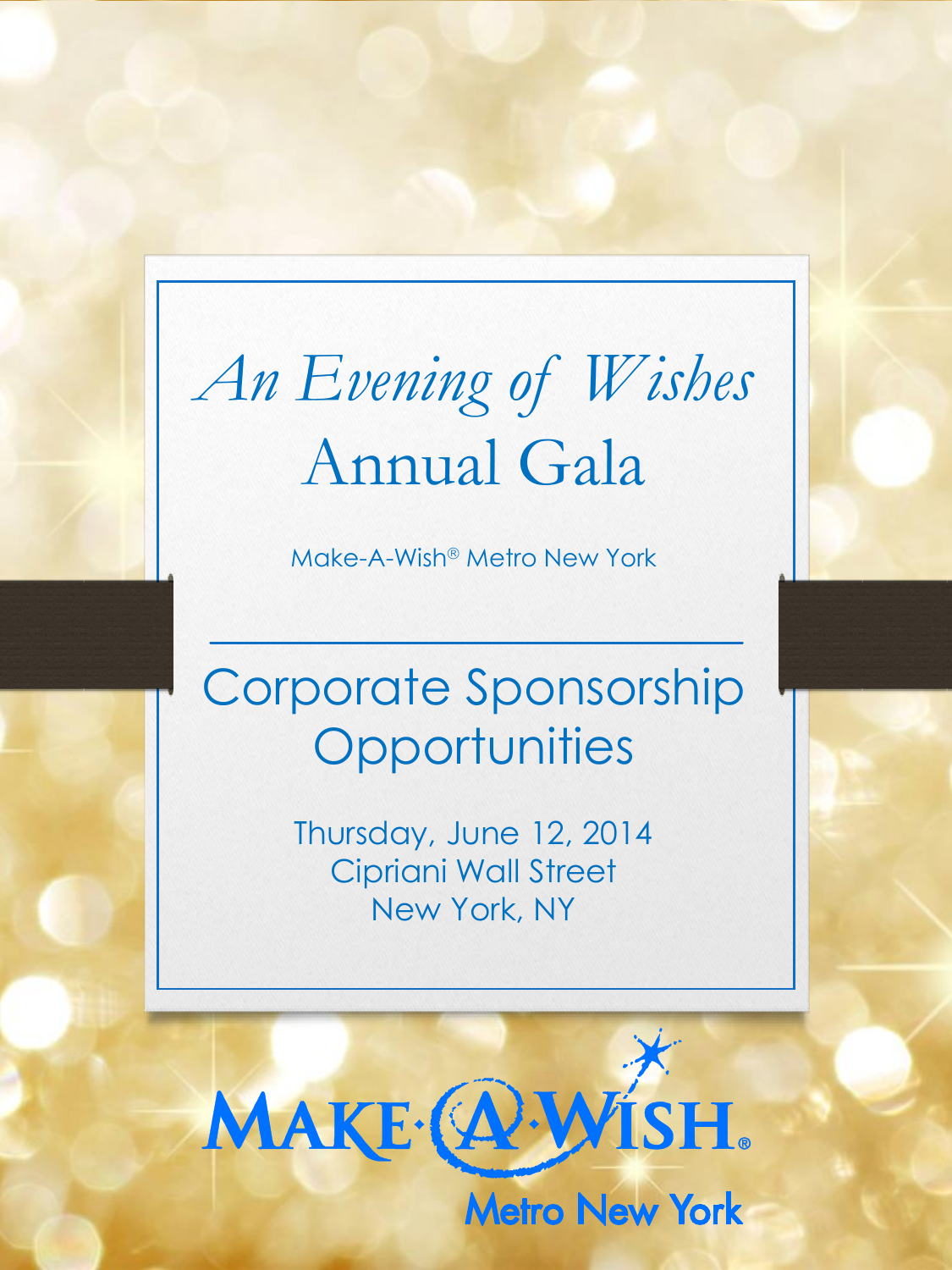# *An Evening of Wishes*
# Annual Gala

Make-A-Wish® Metro New York

## Corporate Sponsorship Opportunities

Thursday, June 12, 2014
Cipriani Wall Street
New York, NY

MAKE-A-WISH®
Metro New York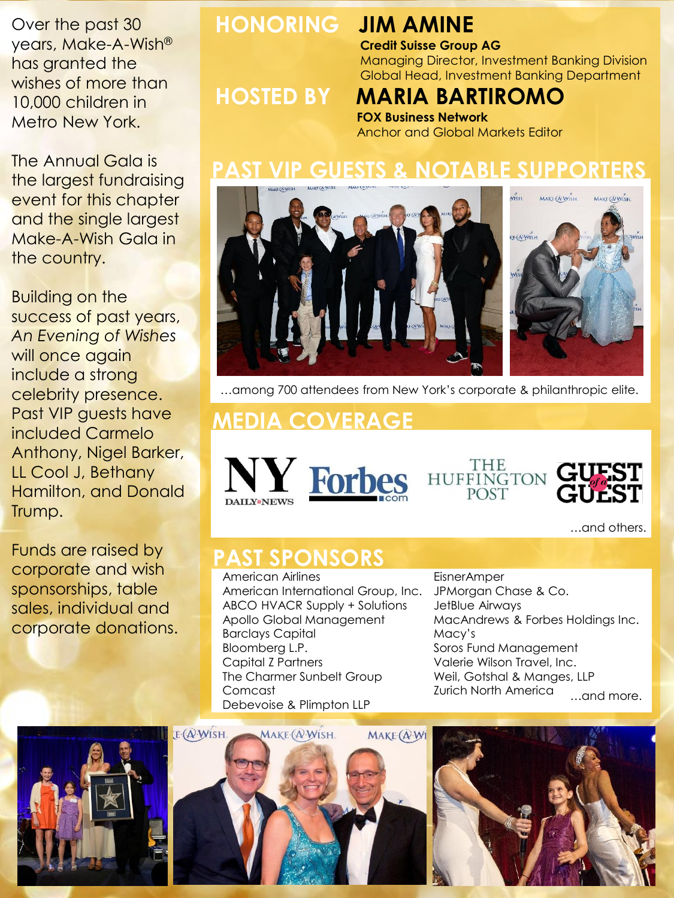Over the past 30 years, Make-A-Wish® has granted the wishes of more than 10,000 children in Metro New York.

The Annual Gala is the largest fundraising event for this chapter and the single largest Make-A-Wish Gala in the country.

Building on the success of past years, *An Evening of Wishes* will once again include a strong celebrity presence. Past VIP guests have included Carmelo Anthony, Nigel Barker, LL Cool J, Bethany Hamilton, and Donald Trump.

Funds are raised by corporate and wish sponsorships, table sales, individual and corporate donations.

## HONORING JIM AMINE

**Credit Suisse Group AG**
Managing Director, Investment Banking Division
Global Head, Investment Banking Department

## HOSTED BY MARIA BARTIROMO

**FOX Business Network**
Anchor and Global Markets Editor

## PAST VIP GUESTS & NOTABLE SUPPORTERS

…among 700 attendees from New York's corporate & philanthropic elite.

## MEDIA COVERAGE

NY Daily News
Forbes.com
The Huffington Post
Guest of a Guest

…and others.

## PAST SPONSORS

- American Airlines
- American International Group, Inc.
- ABCO HVACR Supply + Solutions
- Apollo Global Management
- Barclays Capital
- Bloomberg L.P.
- Capital Z Partners
- The Charmer Sunbelt Group
- Comcast
- Debevoise & Plimpton LLP
- EisnerAmper
- JPMorgan Chase & Co.
- JetBlue Airways
- MacAndrews & Forbes Holdings Inc.
- Macy's
- Soros Fund Management
- Valerie Wilson Travel, Inc.
- Weil, Gotshal & Manges, LLP
- Zurich North America

…and more.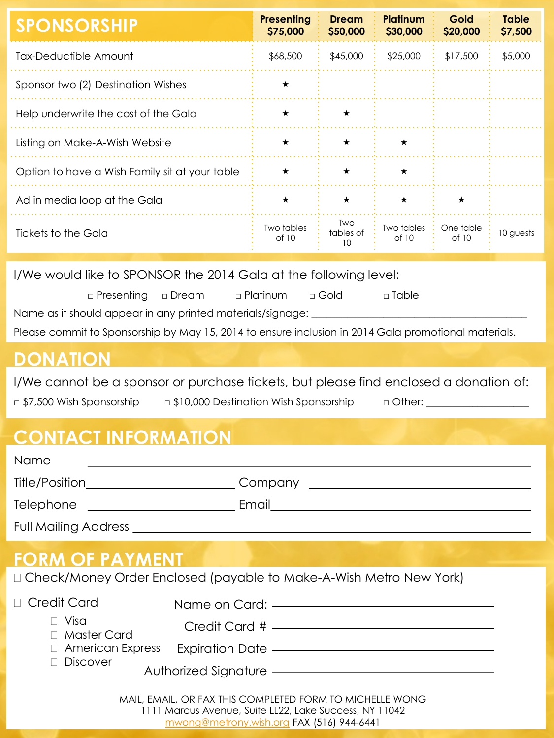| SPONSORSHIP | Presenting $75,000 | Dream $50,000 | Platinum $30,000 | Gold $20,000 | Table $7,500 |
|---|---|---|---|---|---|
| Tax-Deductible Amount | $68,500 | $45,000 | $25,000 | $17,500 | $5,000 |
| Sponsor two (2) Destination Wishes | ★ | | | | |
| Help underwrite the cost of the Gala | ★ | ★ | | | |
| Listing on Make-A-Wish Website | ★ | ★ | ★ | | |
| Option to have a Wish Family sit at your table | ★ | ★ | ★ | | |
| Ad in media loop at the Gala | ★ | ★ | ★ | ★ | |
| Tickets to the Gala | Two tables of 10 | Two tables of 10 | Two tables of 10 | One table of 10 | 10 guests |

I/We would like to SPONSOR the 2014 Gala at the following level:

□ Presenting □ Dream □ Platinum □ Gold □ Table

Name as it should appear in any printed materials/signage: ________________________________________

Please commit to Sponsorship by May 15, 2014 to ensure inclusion in 2014 Gala promotional materials.

## DONATION

I/We cannot be a sponsor or purchase tickets, but please find enclosed a donation of:

□ $7,500 Wish Sponsorship □ $10,000 Destination Wish Sponsorship □ Other: ___________________

## CONTACT INFORMATION

Name ________________________________________________

Title/Position________________________ Company ________________________

Telephone ________________________ Email________________________

Full Mailing Address ________________________________________________

## FORM OF PAYMENT

□ Check/Money Order Enclosed (payable to Make-A-Wish Metro New York)

□ Credit Card

- □ Visa
- □ Master Card
- □ American Express
- □ Discover

Name on Card: ________________________

Credit Card # ________________________

Expiration Date ________________________

Authorized Signature ________________________

MAIL, EMAIL, OR FAX THIS COMPLETED FORM TO MICHELLE WONG
1111 Marcus Avenue, Suite LL22, Lake Success, NY 11042
mwong@metrony.wish.org FAX (516) 944-6441